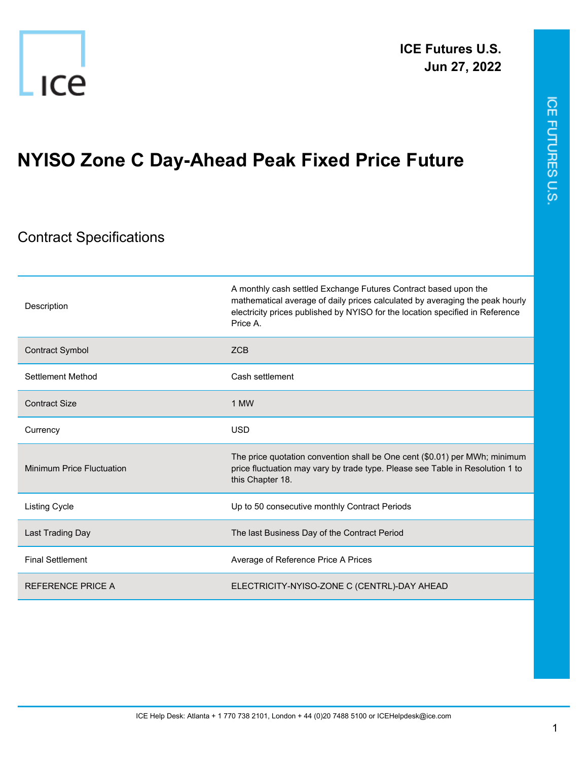ICE Futures U.S.
Jun 27, 2022

# NYISO Zone C Day-Ahead Peak Fixed Price Future

## Contract Specifications

| | |
|---|---|
| Description | A monthly cash settled Exchange Futures Contract based upon the mathematical average of daily prices calculated by averaging the peak hourly electricity prices published by NYISO for the location specified in Reference Price A. |
| Contract Symbol | ZCB |
| Settlement Method | Cash settlement |
| Contract Size | 1 MW |
| Currency | USD |
| Minimum Price Fluctuation | The price quotation convention shall be One cent ($0.01) per MWh; minimum price fluctuation may vary by trade type. Please see Table in Resolution 1 to this Chapter 18. |
| Listing Cycle | Up to 50 consecutive monthly Contract Periods |
| Last Trading Day | The last Business Day of the Contract Period |
| Final Settlement | Average of Reference Price A Prices |
| REFERENCE PRICE A | ELECTRICITY-NYISO-ZONE C (CENTRL)-DAY AHEAD |

ICE Help Desk: Atlanta + 1 770 738 2101, London + 44 (0)20 7488 5100 or ICEHelpdesk@ice.com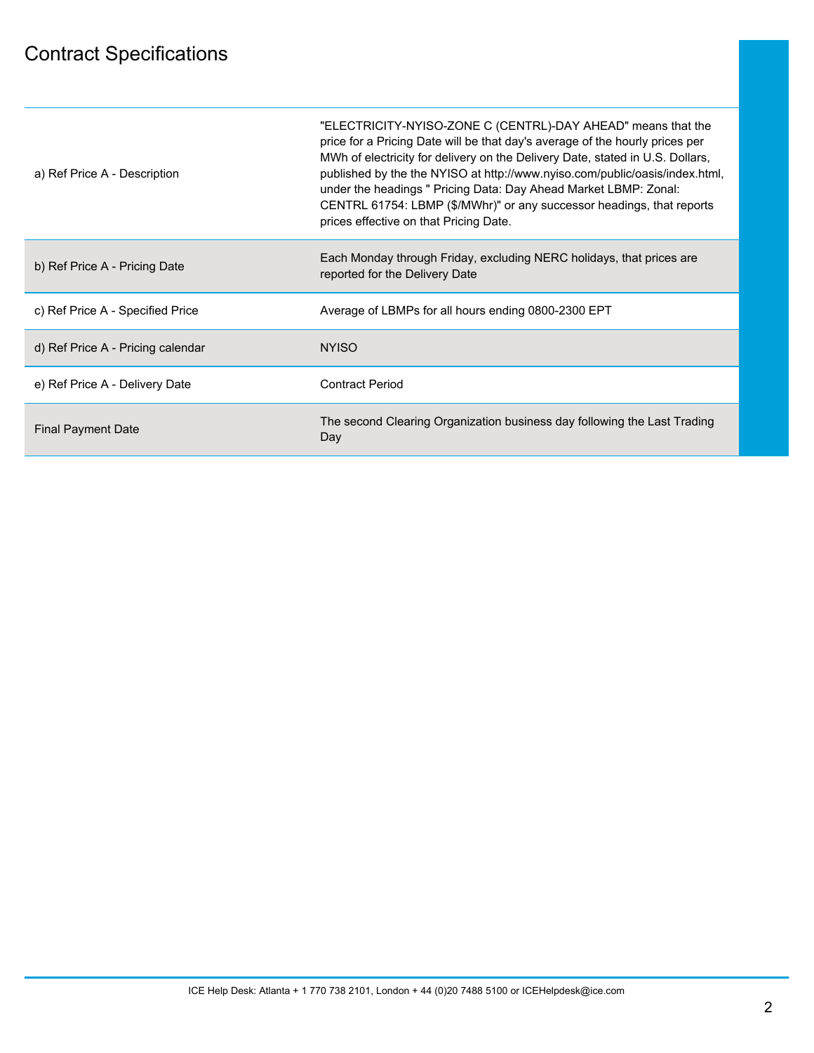# Contract Specifications

| | |
|---|---|
| a) Ref Price A - Description | "ELECTRICITY-NYISO-ZONE C (CENTRL)-DAY AHEAD" means that the price for a Pricing Date will be that day's average of the hourly prices per MWh of electricity for delivery on the Delivery Date, stated in U.S. Dollars, published by the the NYISO at http://www.nyiso.com/public/oasis/index.html, under the headings " Pricing Data: Day Ahead Market LBMP: Zonal: CENTRL 61754: LBMP ($/MWhr)" or any successor headings, that reports prices effective on that Pricing Date. |
| b) Ref Price A - Pricing Date | Each Monday through Friday, excluding NERC holidays, that prices are reported for the Delivery Date |
| c) Ref Price A - Specified Price | Average of LBMPs for all hours ending 0800-2300 EPT |
| d) Ref Price A - Pricing calendar | NYISO |
| e) Ref Price A - Delivery Date | Contract Period |
| Final Payment Date | The second Clearing Organization business day following the Last Trading Day |

ICE Help Desk: Atlanta + 1 770 738 2101, London + 44 (0)20 7488 5100 or ICEHelpdesk@ice.com